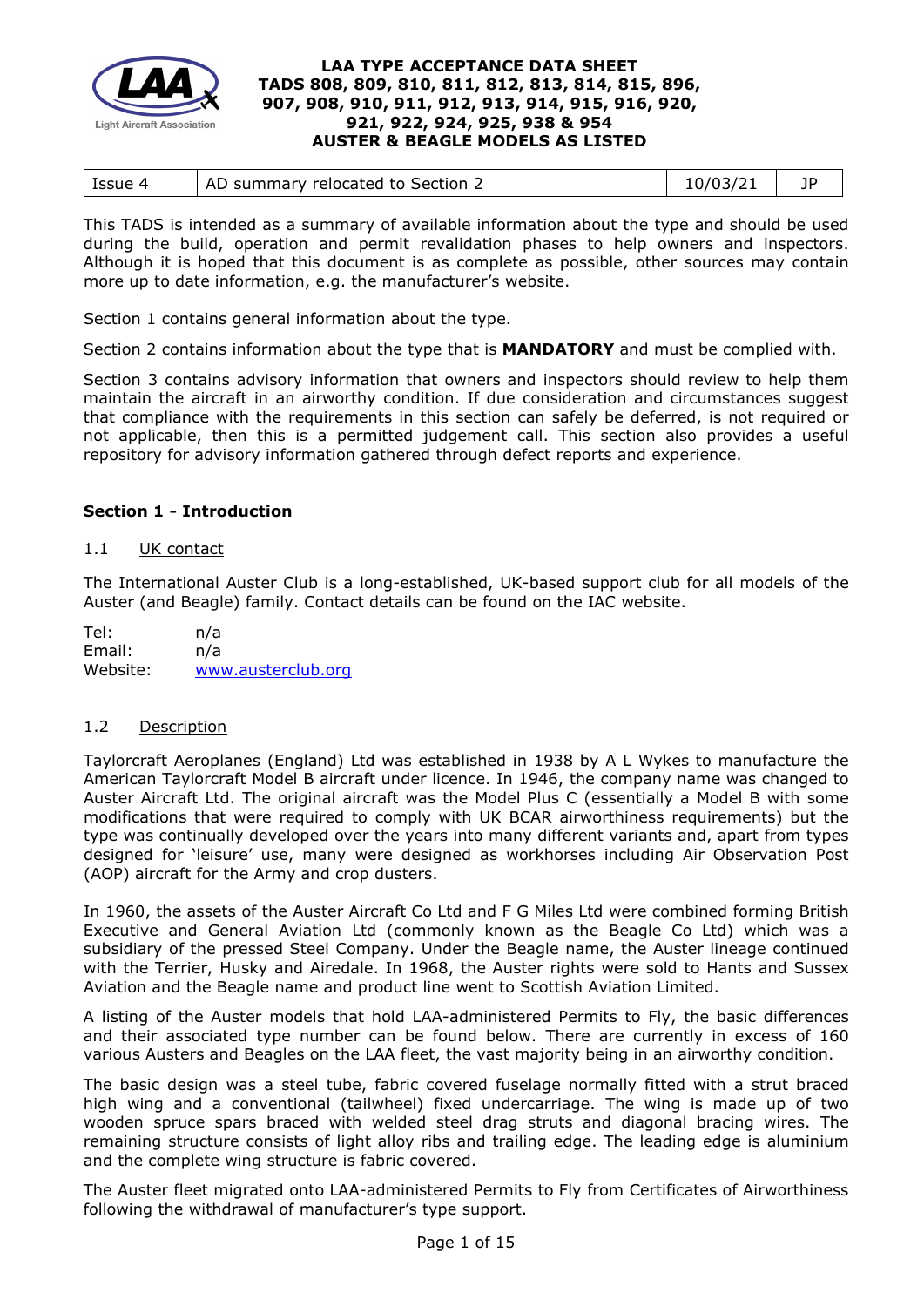**LAA TYPE ACCEPTANCE DATA SHEET**
**TADS 808, 809, 810, 811, 812, 813, 814, 815, 896, 907, 908, 910, 911, 912, 913, 914, 915, 916, 920, 921, 922, 924, 925, 938 & 954**
**AUSTER & BEAGLE MODELS AS LISTED**

| Issue 4 | AD summary relocated to Section 2 | 10/03/21 | JP |
|---|---|---|---|

This TADS is intended as a summary of available information about the type and should be used during the build, operation and permit revalidation phases to help owners and inspectors. Although it is hoped that this document is as complete as possible, other sources may contain more up to date information, e.g. the manufacturer's website.

Section 1 contains general information about the type.

Section 2 contains information about the type that is **MANDATORY** and must be complied with.

Section 3 contains advisory information that owners and inspectors should review to help them maintain the aircraft in an airworthy condition. If due consideration and circumstances suggest that compliance with the requirements in this section can safely be deferred, is not required or not applicable, then this is a permitted judgement call. This section also provides a useful repository for advisory information gathered through defect reports and experience.

## Section 1 - Introduction

### 1.1 UK contact

The International Auster Club is a long-established, UK-based support club for all models of the Auster (and Beagle) family. Contact details can be found on the IAC website.

Tel: n/a
Email: n/a
Website: www.austerclub.org

### 1.2 Description

Taylorcraft Aeroplanes (England) Ltd was established in 1938 by A L Wykes to manufacture the American Taylorcraft Model B aircraft under licence. In 1946, the company name was changed to Auster Aircraft Ltd. The original aircraft was the Model Plus C (essentially a Model B with some modifications that were required to comply with UK BCAR airworthiness requirements) but the type was continually developed over the years into many different variants and, apart from types designed for 'leisure' use, many were designed as workhorses including Air Observation Post (AOP) aircraft for the Army and crop dusters.

In 1960, the assets of the Auster Aircraft Co Ltd and F G Miles Ltd were combined forming British Executive and General Aviation Ltd (commonly known as the Beagle Co Ltd) which was a subsidiary of the pressed Steel Company. Under the Beagle name, the Auster lineage continued with the Terrier, Husky and Airedale. In 1968, the Auster rights were sold to Hants and Sussex Aviation and the Beagle name and product line went to Scottish Aviation Limited.

A listing of the Auster models that hold LAA-administered Permits to Fly, the basic differences and their associated type number can be found below. There are currently in excess of 160 various Austers and Beagles on the LAA fleet, the vast majority being in an airworthy condition.

The basic design was a steel tube, fabric covered fuselage normally fitted with a strut braced high wing and a conventional (tailwheel) fixed undercarriage. The wing is made up of two wooden spruce spars braced with welded steel drag struts and diagonal bracing wires. The remaining structure consists of light alloy ribs and trailing edge. The leading edge is aluminium and the complete wing structure is fabric covered.

The Auster fleet migrated onto LAA-administered Permits to Fly from Certificates of Airworthiness following the withdrawal of manufacturer's type support.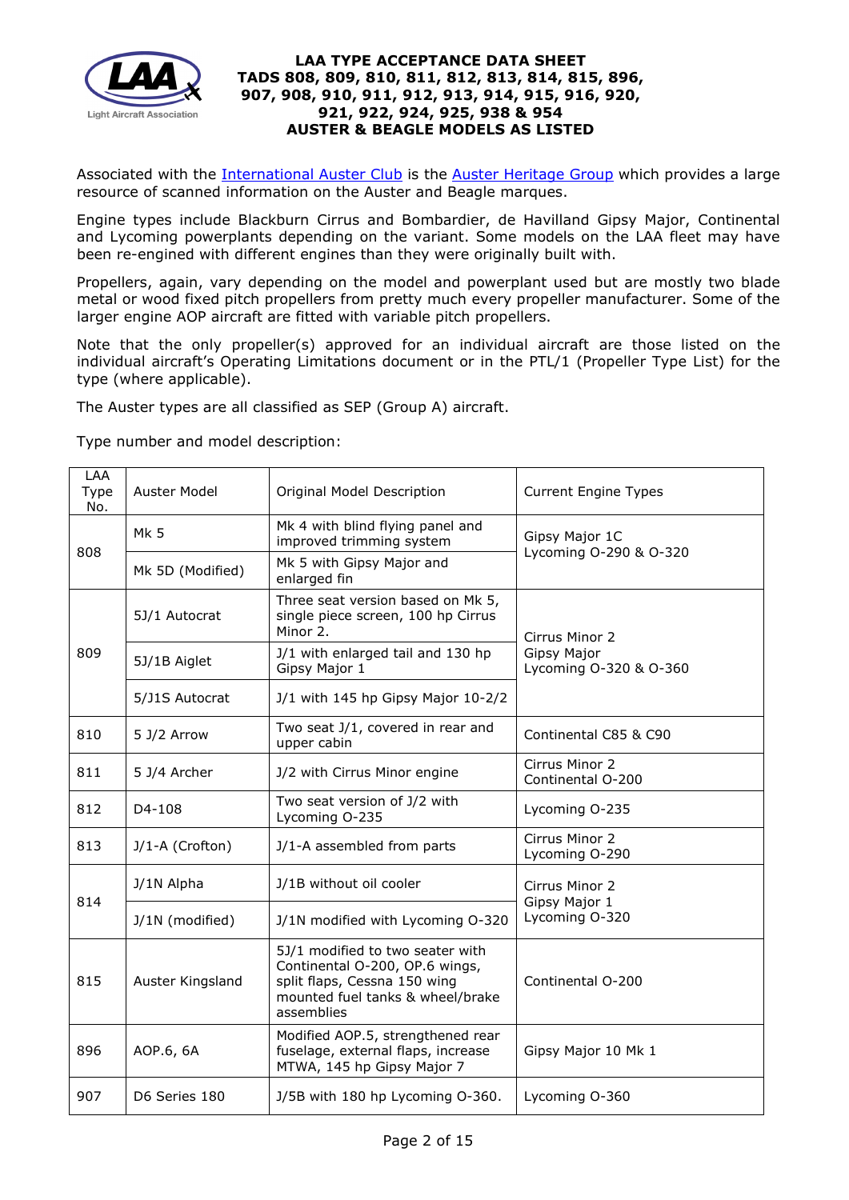Associated with the International Auster Club is the Auster Heritage Group which provides a large resource of scanned information on the Auster and Beagle marques.

Engine types include Blackburn Cirrus and Bombardier, de Havilland Gipsy Major, Continental and Lycoming powerplants depending on the variant. Some models on the LAA fleet may have been re-engined with different engines than they were originally built with.

Propellers, again, vary depending on the model and powerplant used but are mostly two blade metal or wood fixed pitch propellers from pretty much every propeller manufacturer. Some of the larger engine AOP aircraft are fitted with variable pitch propellers.

Note that the only propeller(s) approved for an individual aircraft are those listed on the individual aircraft's Operating Limitations document or in the PTL/1 (Propeller Type List) for the type (where applicable).

The Auster types are all classified as SEP (Group A) aircraft.

Type number and model description:

| LAA Type No. | Auster Model | Original Model Description | Current Engine Types |
|---|---|---|---|
| 808 | Mk 5 | Mk 4 with blind flying panel and improved trimming system | Gipsy Major 1C<br>Lycoming O-290 & O-320 |
| | Mk 5D (Modified) | Mk 5 with Gipsy Major and enlarged fin | |
| 809 | 5J/1 Autocrat | Three seat version based on Mk 5, single piece screen, 100 hp Cirrus Minor 2. | Cirrus Minor 2<br>Gipsy Major<br>Lycoming O-320 & O-360 |
| | 5J/1B Aiglet | J/1 with enlarged tail and 130 hp Gipsy Major 1 | |
| | 5/J1S Autocrat | J/1 with 145 hp Gipsy Major 10-2/2 | |
| 810 | 5 J/2 Arrow | Two seat J/1, covered in rear and upper cabin | Continental C85 & C90 |
| 811 | 5 J/4 Archer | J/2 with Cirrus Minor engine | Cirrus Minor 2<br>Continental O-200 |
| 812 | D4-108 | Two seat version of J/2 with Lycoming O-235 | Lycoming O-235 |
| 813 | J/1-A (Crofton) | J/1-A assembled from parts | Cirrus Minor 2<br>Lycoming O-290 |
| 814 | J/1N Alpha | J/1B without oil cooler | Cirrus Minor 2<br>Gipsy Major 1<br>Lycoming O-320 |
| | J/1N (modified) | J/1N modified with Lycoming O-320 | |
| 815 | Auster Kingsland | 5J/1 modified to two seater with Continental O-200, OP.6 wings, split flaps, Cessna 150 wing mounted fuel tanks & wheel/brake assemblies | Continental O-200 |
| 896 | AOP.6, 6A | Modified AOP.5, strengthened rear fuselage, external flaps, increase MTWA, 145 hp Gipsy Major 7 | Gipsy Major 10 Mk 1 |
| 907 | D6 Series 180 | J/5B with 180 hp Lycoming O-360. | Lycoming O-360 |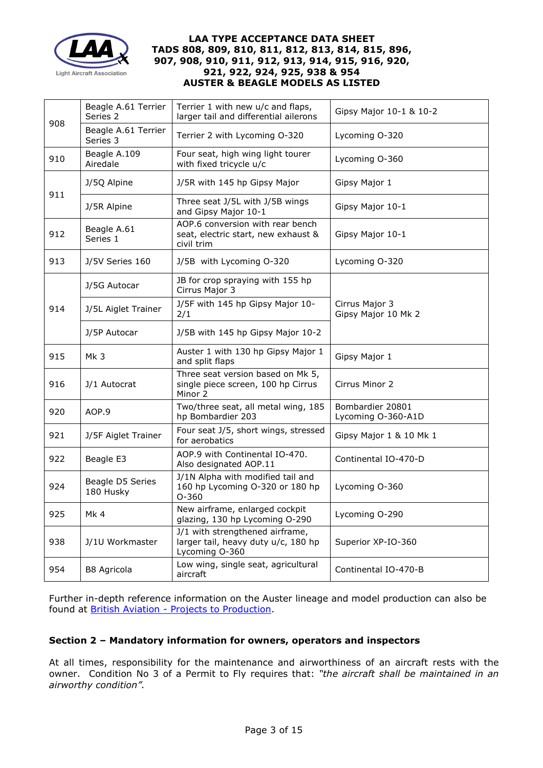| 908 | Beagle A.61 Terrier Series 2 | Terrier 1 with new u/c and flaps, larger tail and differential ailerons | Gipsy Major 10-1 & 10-2 |
|---|---|---|---|
| | Beagle A.61 Terrier Series 3 | Terrier 2 with Lycoming O-320 | Lycoming O-320 |
| 910 | Beagle A.109 Airedale | Four seat, high wing light tourer with fixed tricycle u/c | Lycoming O-360 |
| 911 | J/5Q Alpine | J/5R with 145 hp Gipsy Major | Gipsy Major 1 |
| | J/5R Alpine | Three seat J/5L with J/5B wings and Gipsy Major 10-1 | Gipsy Major 10-1 |
| 912 | Beagle A.61 Series 1 | AOP.6 conversion with rear bench seat, electric start, new exhaust & civil trim | Gipsy Major 10-1 |
| 913 | J/5V Series 160 | J/5B with Lycoming O-320 | Lycoming O-320 |
| 914 | J/5G Autocar | JB for crop spraying with 155 hp Cirrus Major 3 | Cirrus Major 3<br>Gipsy Major 10 Mk 2 |
| | J/5L Aiglet Trainer | J/5F with 145 hp Gipsy Major 10-2/1 | |
| | J/5P Autocar | J/5B with 145 hp Gipsy Major 10-2 | |
| 915 | Mk 3 | Auster 1 with 130 hp Gipsy Major 1 and split flaps | Gipsy Major 1 |
| 916 | J/1 Autocrat | Three seat version based on Mk 5, single piece screen, 100 hp Cirrus Minor 2 | Cirrus Minor 2 |
| 920 | AOP.9 | Two/three seat, all metal wing, 185 hp Bombardier 203 | Bombardier 20801<br>Lycoming O-360-A1D |
| 921 | J/5F Aiglet Trainer | Four seat J/5, short wings, stressed for aerobatics | Gipsy Major 1 & 10 Mk 1 |
| 922 | Beagle E3 | AOP.9 with Continental IO-470. Also designated AOP.11 | Continental IO-470-D |
| 924 | Beagle D5 Series 180 Husky | J/1N Alpha with modified tail and 160 hp Lycoming O-320 or 180 hp O-360 | Lycoming O-360 |
| 925 | Mk 4 | New airframe, enlarged cockpit glazing, 130 hp Lycoming O-290 | Lycoming O-290 |
| 938 | J/1U Workmaster | J/1 with strengthened airframe, larger tail, heavy duty u/c, 180 hp Lycoming O-360 | Superior XP-IO-360 |
| 954 | B8 Agricola | Low wing, single seat, agricultural aircraft | Continental IO-470-B |

Further in-depth reference information on the Auster lineage and model production can also be found at British Aviation - Projects to Production.

## Section 2 – Mandatory information for owners, operators and inspectors

At all times, responsibility for the maintenance and airworthiness of an aircraft rests with the owner. Condition No 3 of a Permit to Fly requires that: *"the aircraft shall be maintained in an airworthy condition".*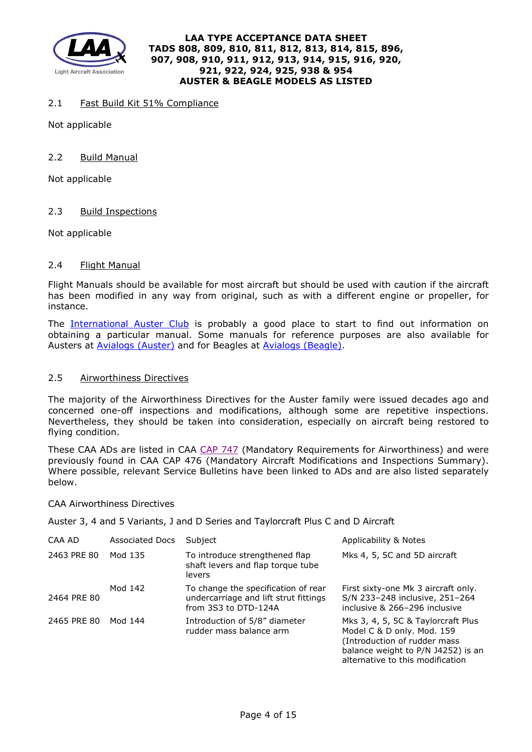### 2.1 Fast Build Kit 51% Compliance

Not applicable

### 2.2 Build Manual

Not applicable

### 2.3 Build Inspections

Not applicable

### 2.4 Flight Manual

Flight Manuals should be available for most aircraft but should be used with caution if the aircraft has been modified in any way from original, such as with a different engine or propeller, for instance.

The International Auster Club is probably a good place to start to find out information on obtaining a particular manual. Some manuals for reference purposes are also available for Austers at Avialogs (Auster) and for Beagles at Avialogs (Beagle).

### 2.5 Airworthiness Directives

The majority of the Airworthiness Directives for the Auster family were issued decades ago and concerned one-off inspections and modifications, although some are repetitive inspections. Nevertheless, they should be taken into consideration, especially on aircraft being restored to flying condition.

These CAA ADs are listed in CAA CAP 747 (Mandatory Requirements for Airworthiness) and were previously found in CAA CAP 476 (Mandatory Aircraft Modifications and Inspections Summary). Where possible, relevant Service Bulletins have been linked to ADs and are also listed separately below.

CAA Airworthiness Directives

Auster 3, 4 and 5 Variants, J and D Series and Taylorcraft Plus C and D Aircraft

| CAA AD | Associated Docs | Subject | Applicability & Notes |
|---|---|---|---|
| 2463 PRE 80 | Mod 135 | To introduce strengthened flap shaft levers and flap torque tube levers | Mks 4, 5, 5C and 5D aircraft |
| 2464 PRE 80 | Mod 142 | To change the specification of rear undercarriage and lift strut fittings from 3S3 to DTD-124A | First sixty-one Mk 3 aircraft only. S/N 233–248 inclusive, 251–264 inclusive & 266–296 inclusive |
| 2465 PRE 80 | Mod 144 | Introduction of 5/8" diameter rudder mass balance arm | Mks 3, 4, 5, 5C & Taylorcraft Plus Model C & D only. Mod. 159 (Introduction of rudder mass balance weight to P/N J4252) is an alternative to this modification |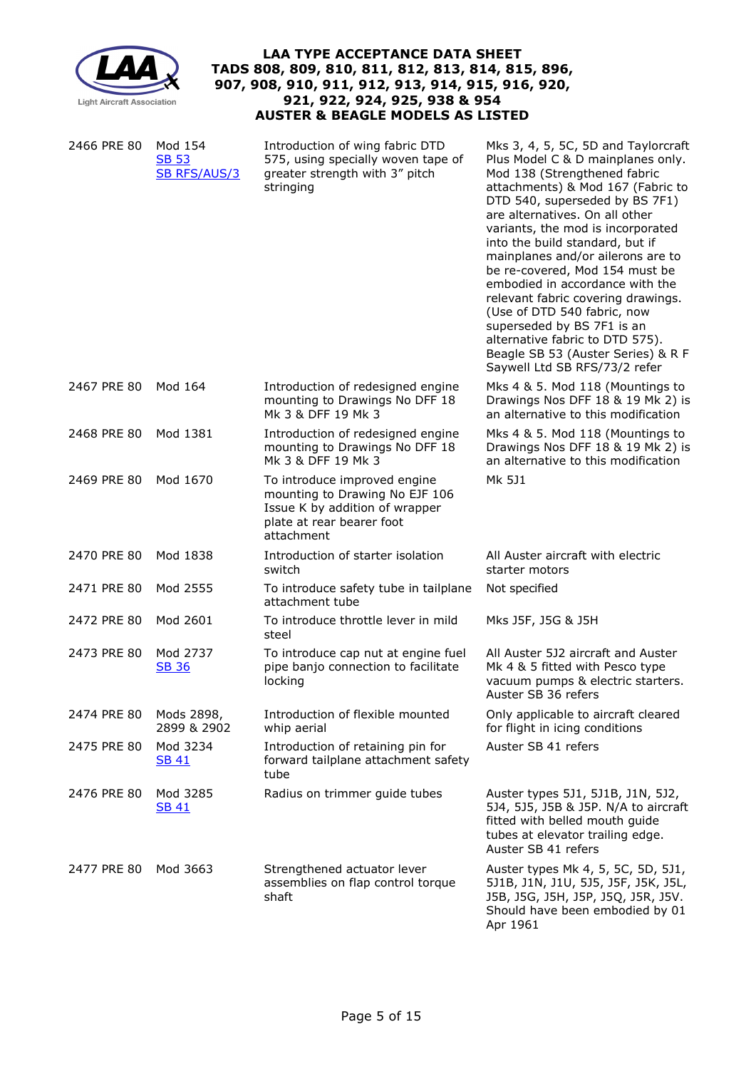| | | | |
|---|---|---|---|
| 2466 PRE 80 | Mod 154<br>SB 53<br>SB RFS/AUS/3 | Introduction of wing fabric DTD 575, using specially woven tape of greater strength with 3" pitch stringing | Mks 3, 4, 5, 5C, 5D and Taylorcraft Plus Model C & D mainplanes only. Mod 138 (Strengthened fabric attachments) & Mod 167 (Fabric to DTD 540, superseded by BS 7F1) are alternatives. On all other variants, the mod is incorporated into the build standard, but if mainplanes and/or ailerons are to be re-covered, Mod 154 must be embodied in accordance with the relevant fabric covering drawings. (Use of DTD 540 fabric, now superseded by BS 7F1 is an alternative fabric to DTD 575). Beagle SB 53 (Auster Series) & R F Saywell Ltd SB RFS/73/2 refer |
| 2467 PRE 80 | Mod 164 | Introduction of redesigned engine mounting to Drawings No DFF 18 Mk 3 & DFF 19 Mk 3 | Mks 4 & 5. Mod 118 (Mountings to Drawings Nos DFF 18 & 19 Mk 2) is an alternative to this modification |
| 2468 PRE 80 | Mod 1381 | Introduction of redesigned engine mounting to Drawings No DFF 18 Mk 3 & DFF 19 Mk 3 | Mks 4 & 5. Mod 118 (Mountings to Drawings Nos DFF 18 & 19 Mk 2) is an alternative to this modification |
| 2469 PRE 80 | Mod 1670 | To introduce improved engine mounting to Drawing No EJF 106 Issue K by addition of wrapper plate at rear bearer foot attachment | Mk 5J1 |
| 2470 PRE 80 | Mod 1838 | Introduction of starter isolation switch | All Auster aircraft with electric starter motors |
| 2471 PRE 80 | Mod 2555 | To introduce safety tube in tailplane attachment tube | Not specified |
| 2472 PRE 80 | Mod 2601 | To introduce throttle lever in mild steel | Mks J5F, J5G & J5H |
| 2473 PRE 80 | Mod 2737<br>SB 36 | To introduce cap nut at engine fuel pipe banjo connection to facilitate locking | All Auster 5J2 aircraft and Auster Mk 4 & 5 fitted with Pesco type vacuum pumps & electric starters. Auster SB 36 refers |
| 2474 PRE 80 | Mods 2898, 2899 & 2902 | Introduction of flexible mounted whip aerial | Only applicable to aircraft cleared for flight in icing conditions |
| 2475 PRE 80 | Mod 3234<br>SB 41 | Introduction of retaining pin for forward tailplane attachment safety tube | Auster SB 41 refers |
| 2476 PRE 80 | Mod 3285<br>SB 41 | Radius on trimmer guide tubes | Auster types 5J1, 5J1B, J1N, 5J2, 5J4, 5J5, J5B & J5P. N/A to aircraft fitted with belled mouth guide tubes at elevator trailing edge. Auster SB 41 refers |
| 2477 PRE 80 | Mod 3663 | Strengthened actuator lever assemblies on flap control torque shaft | Auster types Mk 4, 5, 5C, 5D, 5J1, 5J1B, J1N, J1U, 5J5, J5F, J5K, J5L, J5B, J5G, J5H, J5P, J5Q, J5R, J5V. Should have been embodied by 01 Apr 1961 |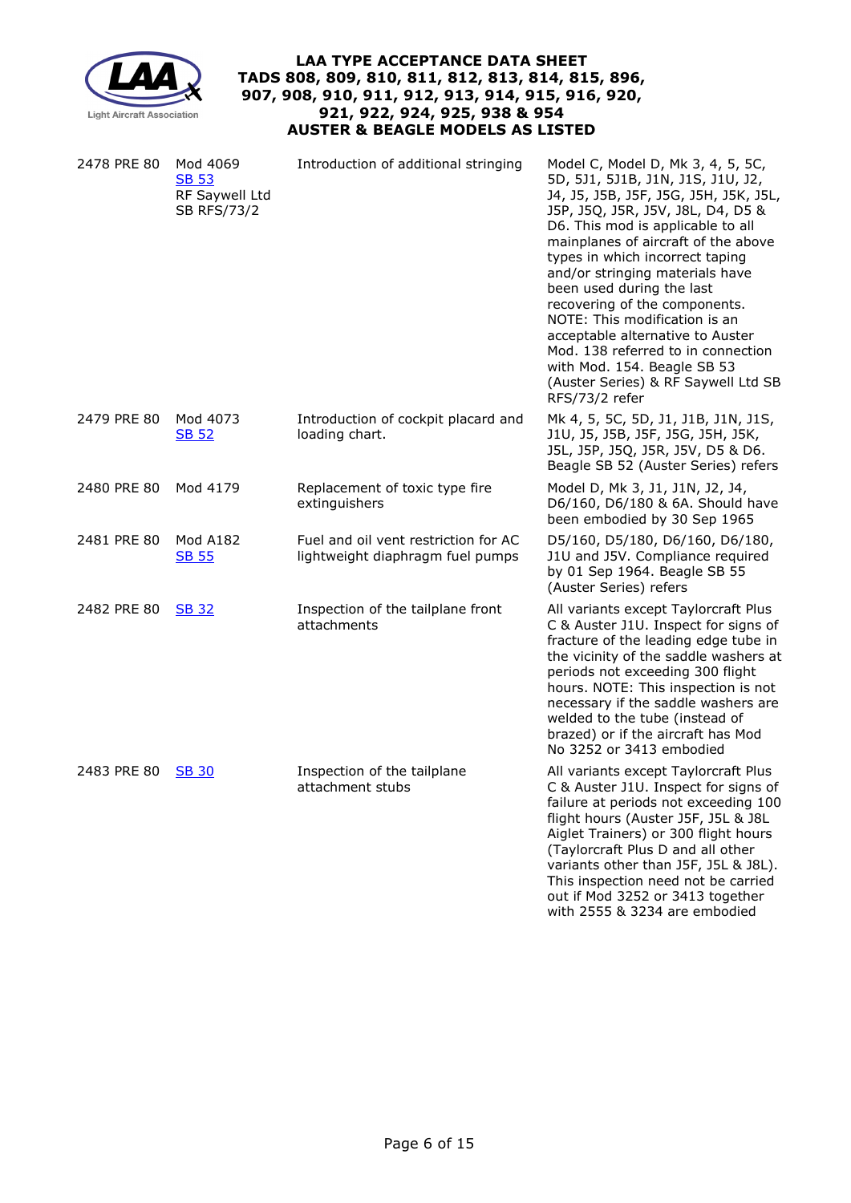| | | | |
|---|---|---|---|
| 2478 PRE 80 | Mod 4069 SB 53 RF Saywell Ltd SB RFS/73/2 | Introduction of additional stringing | Model C, Model D, Mk 3, 4, 5, 5C, 5D, 5J1, 5J1B, J1N, J1S, J1U, J2, J4, J5, J5B, J5F, J5G, J5H, J5K, J5L, J5P, J5Q, J5R, J5V, J8L, D4, D5 & D6. This mod is applicable to all mainplanes of aircraft of the above types in which incorrect taping and/or stringing materials have been used during the last recovering of the components. NOTE: This modification is an acceptable alternative to Auster Mod. 138 referred to in connection with Mod. 154. Beagle SB 53 (Auster Series) & RF Saywell Ltd SB RFS/73/2 refer |
| 2479 PRE 80 | Mod 4073 SB 52 | Introduction of cockpit placard and loading chart. | Mk 4, 5, 5C, 5D, J1, J1B, J1N, J1S, J1U, J5, J5B, J5F, J5G, J5H, J5K, J5L, J5P, J5Q, J5R, J5V, D5 & D6. Beagle SB 52 (Auster Series) refers |
| 2480 PRE 80 | Mod 4179 | Replacement of toxic type fire extinguishers | Model D, Mk 3, J1, J1N, J2, J4, D6/160, D6/180 & 6A. Should have been embodied by 30 Sep 1965 |
| 2481 PRE 80 | Mod A182 SB 55 | Fuel and oil vent restriction for AC lightweight diaphragm fuel pumps | D5/160, D5/180, D6/160, D6/180, J1U and J5V. Compliance required by 01 Sep 1964. Beagle SB 55 (Auster Series) refers |
| 2482 PRE 80 | SB 32 | Inspection of the tailplane front attachments | All variants except Taylorcraft Plus C & Auster J1U. Inspect for signs of fracture of the leading edge tube in the vicinity of the saddle washers at periods not exceeding 300 flight hours. NOTE: This inspection is not necessary if the saddle washers are welded to the tube (instead of brazed) or if the aircraft has Mod No 3252 or 3413 embodied |
| 2483 PRE 80 | SB 30 | Inspection of the tailplane attachment stubs | All variants except Taylorcraft Plus C & Auster J1U. Inspect for signs of failure at periods not exceeding 100 flight hours (Auster J5F, J5L & J8L Aiglet Trainers) or 300 flight hours (Taylorcraft Plus D and all other variants other than J5F, J5L & J8L). This inspection need not be carried out if Mod 3252 or 3413 together with 2555 & 3234 are embodied |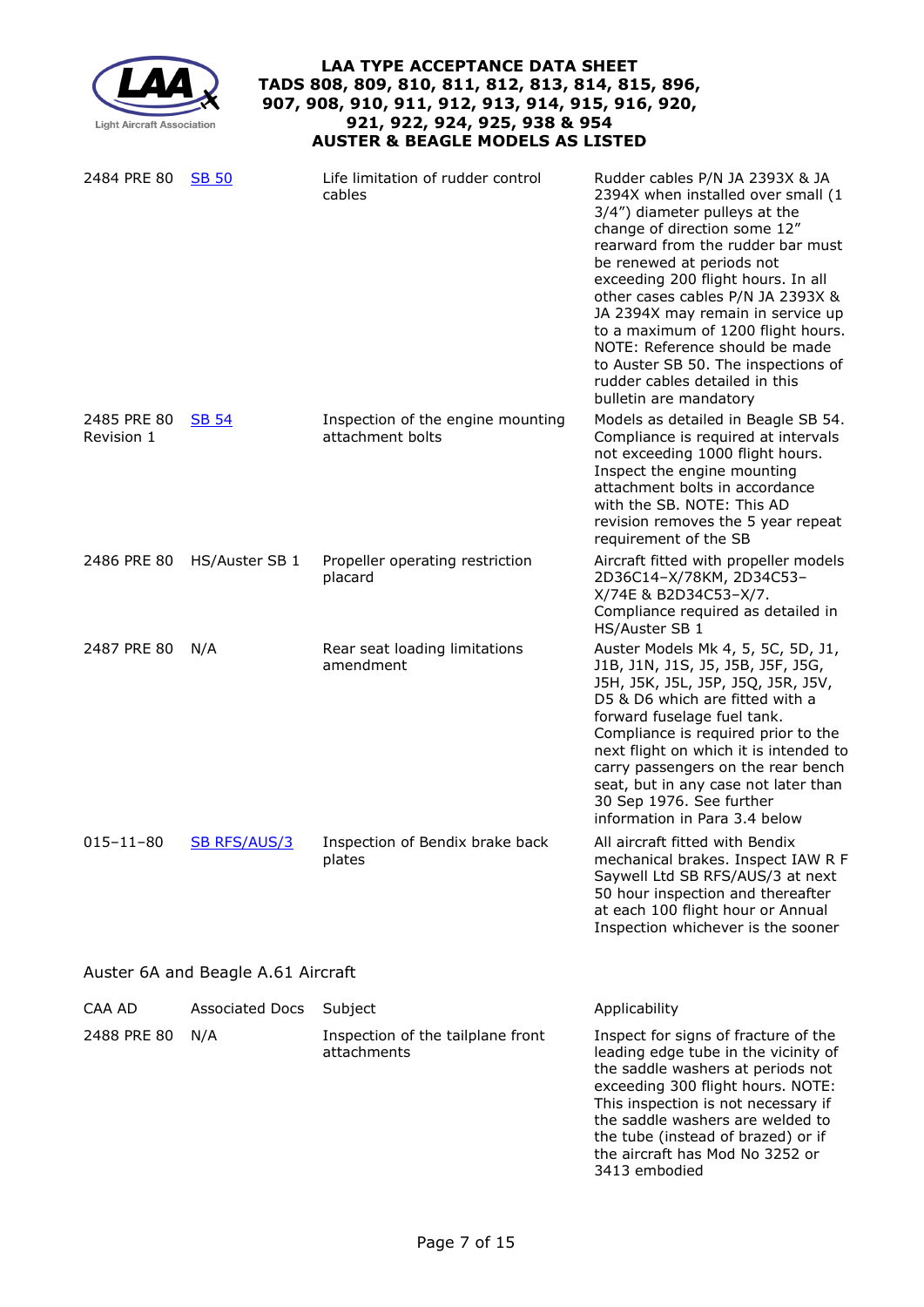| | | | |
|---|---|---|---|
| 2484 PRE 80 | SB 50 | Life limitation of rudder control cables | Rudder cables P/N JA 2393X & JA 2394X when installed over small (1 3/4") diameter pulleys at the change of direction some 12" rearward from the rudder bar must be renewed at periods not exceeding 200 flight hours. In all other cases cables P/N JA 2393X & JA 2394X may remain in service up to a maximum of 1200 flight hours. NOTE: Reference should be made to Auster SB 50. The inspections of rudder cables detailed in this bulletin are mandatory |
| 2485 PRE 80 Revision 1 | SB 54 | Inspection of the engine mounting attachment bolts | Models as detailed in Beagle SB 54. Compliance is required at intervals not exceeding 1000 flight hours. Inspect the engine mounting attachment bolts in accordance with the SB. NOTE: This AD revision removes the 5 year repeat requirement of the SB |
| 2486 PRE 80 | HS/Auster SB 1 | Propeller operating restriction placard | Aircraft fitted with propeller models 2D36C14–X/78KM, 2D34C53–X/74E & B2D34C53–X/7. Compliance required as detailed in HS/Auster SB 1 |
| 2487 PRE 80 | N/A | Rear seat loading limitations amendment | Auster Models Mk 4, 5, 5C, 5D, J1, J1B, J1N, J1S, J5, J5B, J5F, J5G, J5H, J5K, J5L, J5P, J5Q, J5R, J5V, D5 & D6 which are fitted with a forward fuselage fuel tank. Compliance is required prior to the next flight on which it is intended to carry passengers on the rear bench seat, but in any case not later than 30 Sep 1976. See further information in Para 3.4 below |
| 015–11–80 | SB RFS/AUS/3 | Inspection of Bendix brake back plates | All aircraft fitted with Bendix mechanical brakes. Inspect IAW R F Saywell Ltd SB RFS/AUS/3 at next 50 hour inspection and thereafter at each 100 flight hour or Annual Inspection whichever is the sooner |

Auster 6A and Beagle A.61 Aircraft

| CAA AD | Associated Docs | Subject | Applicability |
|---|---|---|---|
| 2488 PRE 80 | N/A | Inspection of the tailplane front attachments | Inspect for signs of fracture of the leading edge tube in the vicinity of the saddle washers at periods not exceeding 300 flight hours. NOTE: This inspection is not necessary if the saddle washers are welded to the tube (instead of brazed) or if the aircraft has Mod No 3252 or 3413 embodied |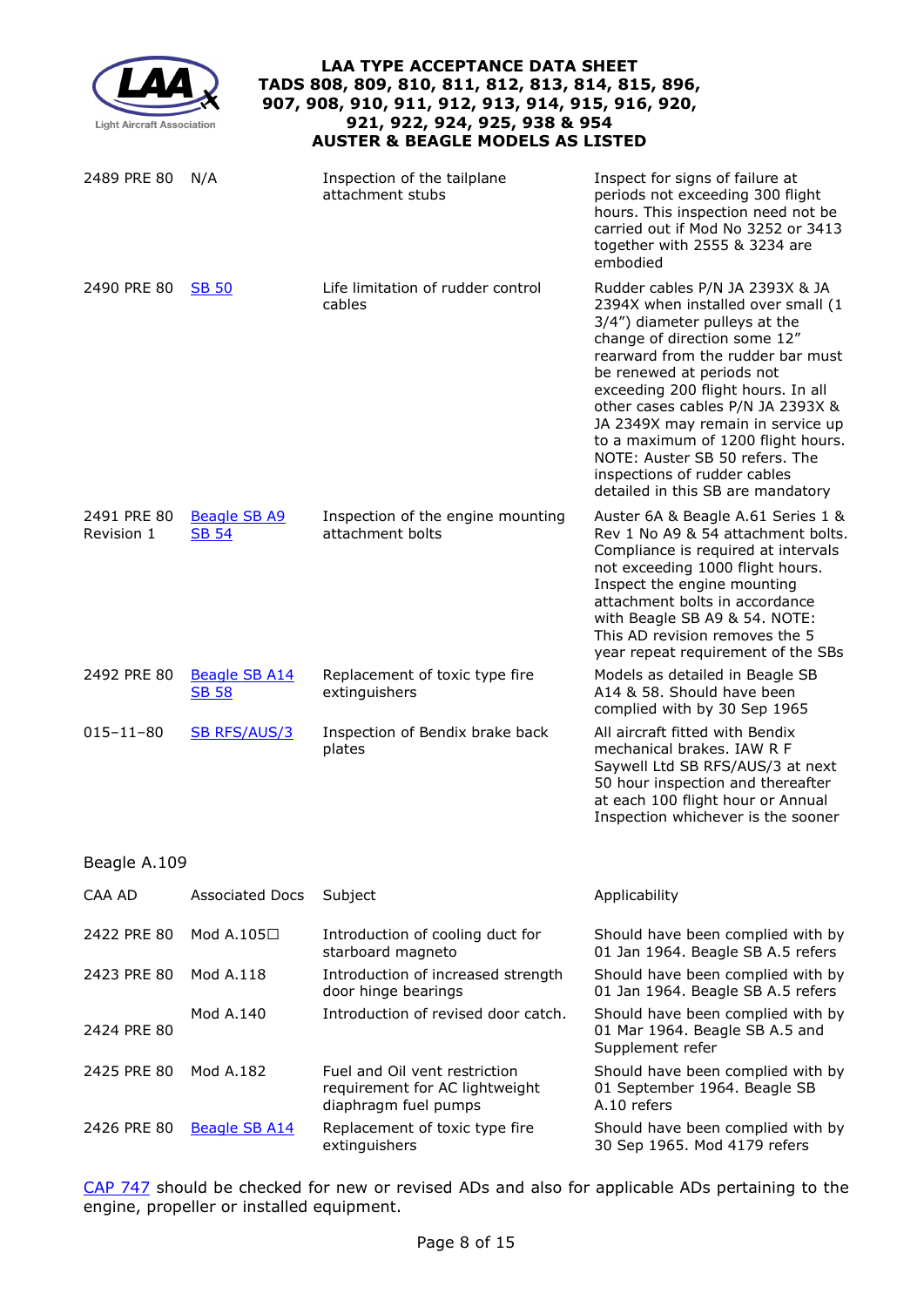| | | | |
|---|---|---|---|
| 2489 PRE 80 | N/A | Inspection of the tailplane attachment stubs | Inspect for signs of failure at periods not exceeding 300 flight hours. This inspection need not be carried out if Mod No 3252 or 3413 together with 2555 & 3234 are embodied |
| 2490 PRE 80 | SB 50 | Life limitation of rudder control cables | Rudder cables P/N JA 2393X & JA 2394X when installed over small (1 3/4") diameter pulleys at the change of direction some 12" rearward from the rudder bar must be renewed at periods not exceeding 200 flight hours. In all other cases cables P/N JA 2393X & JA 2349X may remain in service up to a maximum of 1200 flight hours. NOTE: Auster SB 50 refers. The inspections of rudder cables detailed in this SB are mandatory |
| 2491 PRE 80 Revision 1 | Beagle SB A9 SB 54 | Inspection of the engine mounting attachment bolts | Auster 6A & Beagle A.61 Series 1 & Rev 1 No A9 & 54 attachment bolts. Compliance is required at intervals not exceeding 1000 flight hours. Inspect the engine mounting attachment bolts in accordance with Beagle SB A9 & 54. NOTE: This AD revision removes the 5 year repeat requirement of the SBs |
| 2492 PRE 80 | Beagle SB A14 SB 58 | Replacement of toxic type fire extinguishers | Models as detailed in Beagle SB A14 & 58. Should have been complied with by 30 Sep 1965 |
| 015–11–80 | SB RFS/AUS/3 | Inspection of Bendix brake back plates | All aircraft fitted with Bendix mechanical brakes. IAW R F Saywell Ltd SB RFS/AUS/3 at next 50 hour inspection and thereafter at each 100 flight hour or Annual Inspection whichever is the sooner |

Beagle A.109

| CAA AD | Associated Docs | Subject | Applicability |
|---|---|---|---|
| 2422 PRE 80 | Mod A.105☐ | Introduction of cooling duct for starboard magneto | Should have been complied with by 01 Jan 1964. Beagle SB A.5 refers |
| 2423 PRE 80 | Mod A.118 | Introduction of increased strength door hinge bearings | Should have been complied with by 01 Jan 1964. Beagle SB A.5 refers |
| 2424 PRE 80 | Mod A.140 | Introduction of revised door catch. | Should have been complied with by 01 Mar 1964. Beagle SB A.5 and Supplement refer |
| 2425 PRE 80 | Mod A.182 | Fuel and Oil vent restriction requirement for AC lightweight diaphragm fuel pumps | Should have been complied with by 01 September 1964. Beagle SB A.10 refers |
| 2426 PRE 80 | Beagle SB A14 | Replacement of toxic type fire extinguishers | Should have been complied with by 30 Sep 1965. Mod 4179 refers |

CAP 747 should be checked for new or revised ADs and also for applicable ADs pertaining to the engine, propeller or installed equipment.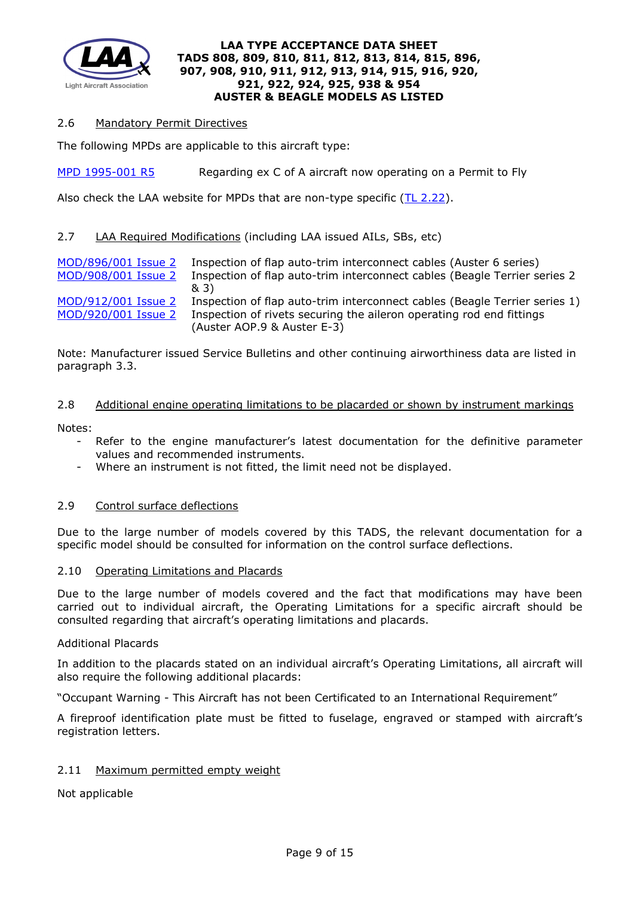## 2.6 Mandatory Permit Directives

The following MPDs are applicable to this aircraft type:

| | |
|---|---|
| MPD 1995-001 R5 | Regarding ex C of A aircraft now operating on a Permit to Fly |

Also check the LAA website for MPDs that are non-type specific (TL 2.22).

## 2.7 LAA Required Modifications (including LAA issued AILs, SBs, etc)

| | |
|---|---|
| MOD/896/001 Issue 2 | Inspection of flap auto-trim interconnect cables (Auster 6 series) |
| MOD/908/001 Issue 2 | Inspection of flap auto-trim interconnect cables (Beagle Terrier series 2 & 3) |
| MOD/912/001 Issue 2 | Inspection of flap auto-trim interconnect cables (Beagle Terrier series 1) |
| MOD/920/001 Issue 2 | Inspection of rivets securing the aileron operating rod end fittings (Auster AOP.9 & Auster E-3) |

Note: Manufacturer issued Service Bulletins and other continuing airworthiness data are listed in paragraph 3.3.

## 2.8 Additional engine operating limitations to be placarded or shown by instrument markings

Notes:

- Refer to the engine manufacturer's latest documentation for the definitive parameter values and recommended instruments.
- Where an instrument is not fitted, the limit need not be displayed.

## 2.9 Control surface deflections

Due to the large number of models covered by this TADS, the relevant documentation for a specific model should be consulted for information on the control surface deflections.

## 2.10 Operating Limitations and Placards

Due to the large number of models covered and the fact that modifications may have been carried out to individual aircraft, the Operating Limitations for a specific aircraft should be consulted regarding that aircraft's operating limitations and placards.

Additional Placards

In addition to the placards stated on an individual aircraft's Operating Limitations, all aircraft will also require the following additional placards:

"Occupant Warning - This Aircraft has not been Certificated to an International Requirement"

A fireproof identification plate must be fitted to fuselage, engraved or stamped with aircraft's registration letters.

## 2.11 Maximum permitted empty weight

Not applicable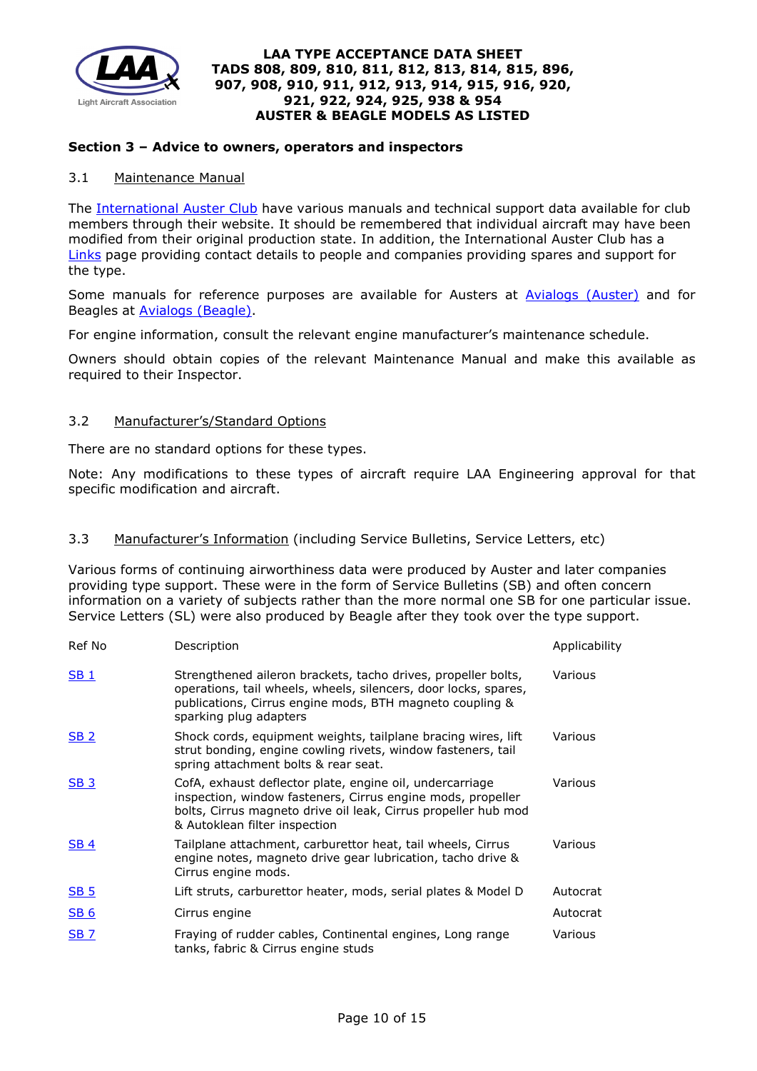### Section 3 – Advice to owners, operators and inspectors

#### 3.1 Maintenance Manual

The International Auster Club have various manuals and technical support data available for club members through their website. It should be remembered that individual aircraft may have been modified from their original production state. In addition, the International Auster Club has a Links page providing contact details to people and companies providing spares and support for the type.

Some manuals for reference purposes are available for Austers at Avialogs (Auster) and for Beagles at Avialogs (Beagle).

For engine information, consult the relevant engine manufacturer's maintenance schedule.

Owners should obtain copies of the relevant Maintenance Manual and make this available as required to their Inspector.

#### 3.2 Manufacturer's/Standard Options

There are no standard options for these types.

Note: Any modifications to these types of aircraft require LAA Engineering approval for that specific modification and aircraft.

#### 3.3 Manufacturer's Information (including Service Bulletins, Service Letters, etc)

Various forms of continuing airworthiness data were produced by Auster and later companies providing type support. These were in the form of Service Bulletins (SB) and often concern information on a variety of subjects rather than the more normal one SB for one particular issue. Service Letters (SL) were also produced by Beagle after they took over the type support.

| Ref No | Description | Applicability |
|---|---|---|
| SB 1 | Strengthened aileron brackets, tacho drives, propeller bolts, operations, tail wheels, wheels, silencers, door locks, spares, publications, Cirrus engine mods, BTH magneto coupling & sparking plug adapters | Various |
| SB 2 | Shock cords, equipment weights, tailplane bracing wires, lift strut bonding, engine cowling rivets, window fasteners, tail spring attachment bolts & rear seat. | Various |
| SB 3 | CofA, exhaust deflector plate, engine oil, undercarriage inspection, window fasteners, Cirrus engine mods, propeller bolts, Cirrus magneto drive oil leak, Cirrus propeller hub mod & Autoklean filter inspection | Various |
| SB 4 | Tailplane attachment, carburettor heat, tail wheels, Cirrus engine notes, magneto drive gear lubrication, tacho drive & Cirrus engine mods. | Various |
| SB 5 | Lift struts, carburettor heater, mods, serial plates & Model D | Autocrat |
| SB 6 | Cirrus engine | Autocrat |
| SB 7 | Fraying of rudder cables, Continental engines, Long range tanks, fabric & Cirrus engine studs | Various |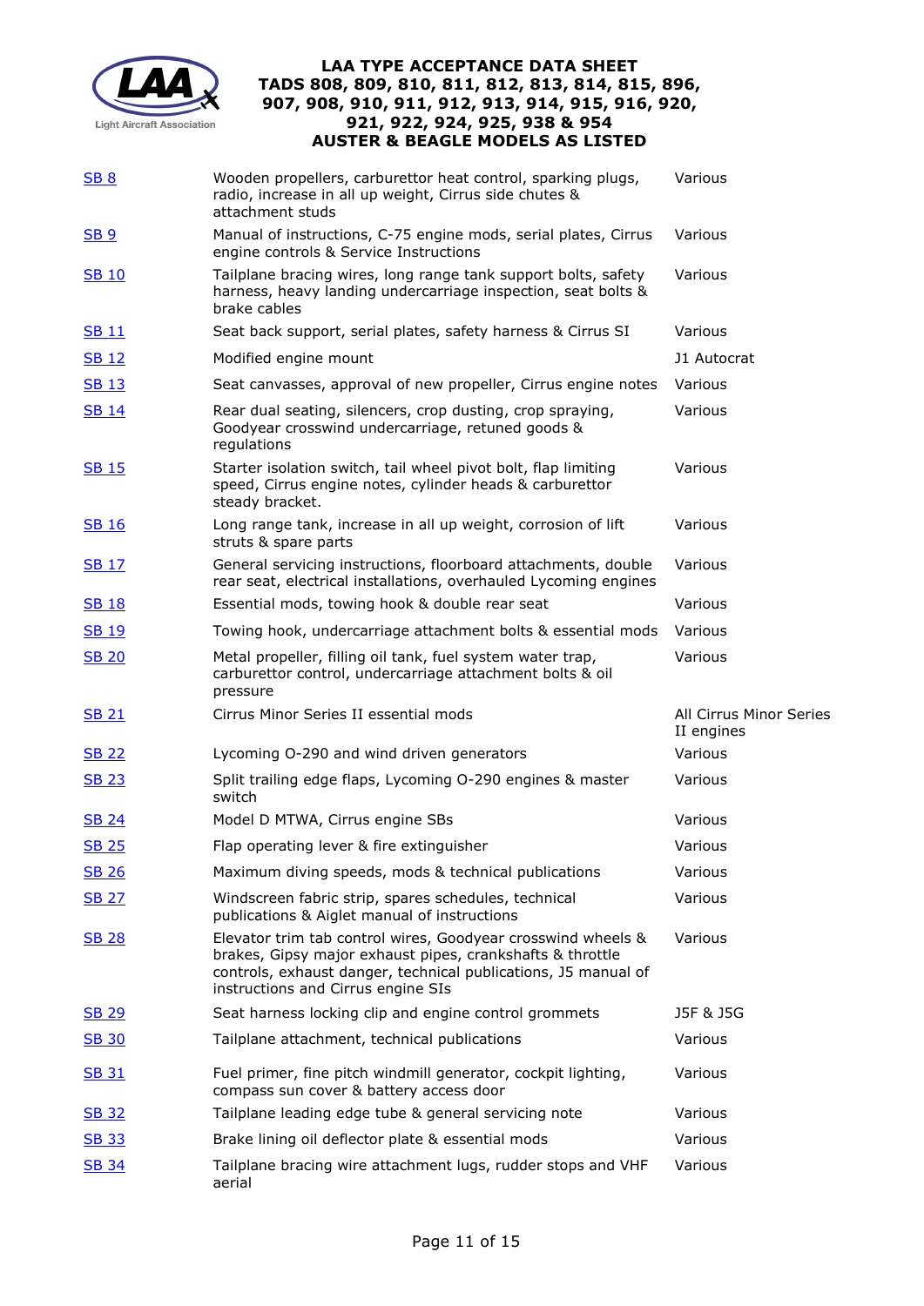| | | |
|---|---|---|
| SB 8 | Wooden propellers, carburettor heat control, sparking plugs, radio, increase in all up weight, Cirrus side chutes & attachment studs | Various |
| SB 9 | Manual of instructions, C-75 engine mods, serial plates, Cirrus engine controls & Service Instructions | Various |
| SB 10 | Tailplane bracing wires, long range tank support bolts, safety harness, heavy landing undercarriage inspection, seat bolts & brake cables | Various |
| SB 11 | Seat back support, serial plates, safety harness & Cirrus SI | Various |
| SB 12 | Modified engine mount | J1 Autocrat |
| SB 13 | Seat canvasses, approval of new propeller, Cirrus engine notes | Various |
| SB 14 | Rear dual seating, silencers, crop dusting, crop spraying, Goodyear crosswind undercarriage, retuned goods & regulations | Various |
| SB 15 | Starter isolation switch, tail wheel pivot bolt, flap limiting speed, Cirrus engine notes, cylinder heads & carburettor steady bracket. | Various |
| SB 16 | Long range tank, increase in all up weight, corrosion of lift struts & spare parts | Various |
| SB 17 | General servicing instructions, floorboard attachments, double rear seat, electrical installations, overhauled Lycoming engines | Various |
| SB 18 | Essential mods, towing hook & double rear seat | Various |
| SB 19 | Towing hook, undercarriage attachment bolts & essential mods | Various |
| SB 20 | Metal propeller, filling oil tank, fuel system water trap, carburettor control, undercarriage attachment bolts & oil pressure | Various |
| SB 21 | Cirrus Minor Series II essential mods | All Cirrus Minor Series II engines |
| SB 22 | Lycoming O-290 and wind driven generators | Various |
| SB 23 | Split trailing edge flaps, Lycoming O-290 engines & master switch | Various |
| SB 24 | Model D MTWA, Cirrus engine SBs | Various |
| SB 25 | Flap operating lever & fire extinguisher | Various |
| SB 26 | Maximum diving speeds, mods & technical publications | Various |
| SB 27 | Windscreen fabric strip, spares schedules, technical publications & Aiglet manual of instructions | Various |
| SB 28 | Elevator trim tab control wires, Goodyear crosswind wheels & brakes, Gipsy major exhaust pipes, crankshafts & throttle controls, exhaust danger, technical publications, J5 manual of instructions and Cirrus engine SIs | Various |
| SB 29 | Seat harness locking clip and engine control grommets | J5F & J5G |
| SB 30 | Tailplane attachment, technical publications | Various |
| SB 31 | Fuel primer, fine pitch windmill generator, cockpit lighting, compass sun cover & battery access door | Various |
| SB 32 | Tailplane leading edge tube & general servicing note | Various |
| SB 33 | Brake lining oil deflector plate & essential mods | Various |
| SB 34 | Tailplane bracing wire attachment lugs, rudder stops and VHF aerial | Various |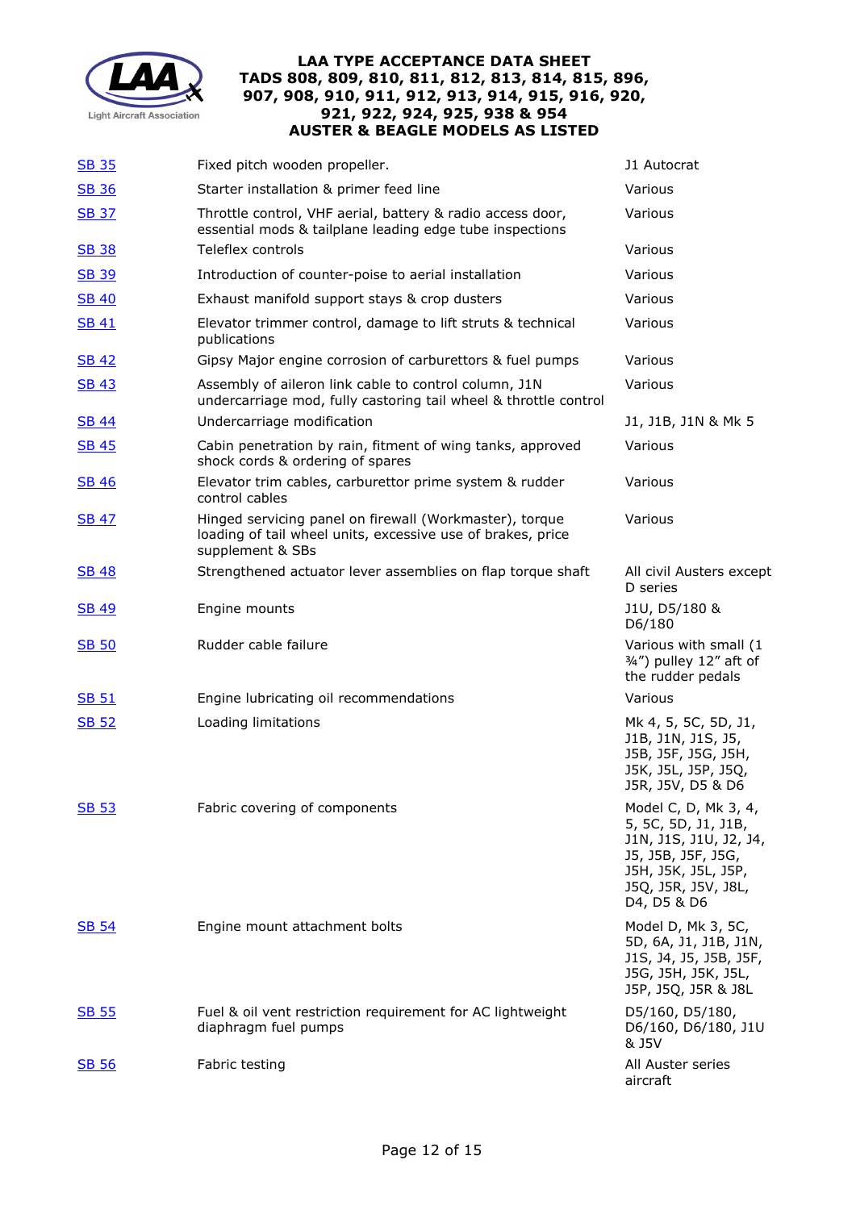| | | |
|---|---|---|
| SB 35 | Fixed pitch wooden propeller. | J1 Autocrat |
| SB 36 | Starter installation & primer feed line | Various |
| SB 37 | Throttle control, VHF aerial, battery & radio access door, essential mods & tailplane leading edge tube inspections | Various |
| SB 38 | Teleflex controls | Various |
| SB 39 | Introduction of counter-poise to aerial installation | Various |
| SB 40 | Exhaust manifold support stays & crop dusters | Various |
| SB 41 | Elevator trimmer control, damage to lift struts & technical publications | Various |
| SB 42 | Gipsy Major engine corrosion of carburettors & fuel pumps | Various |
| SB 43 | Assembly of aileron link cable to control column, J1N undercarriage mod, fully castoring tail wheel & throttle control | Various |
| SB 44 | Undercarriage modification | J1, J1B, J1N & Mk 5 |
| SB 45 | Cabin penetration by rain, fitment of wing tanks, approved shock cords & ordering of spares | Various |
| SB 46 | Elevator trim cables, carburettor prime system & rudder control cables | Various |
| SB 47 | Hinged servicing panel on firewall (Workmaster), torque loading of tail wheel units, excessive use of brakes, price supplement & SBs | Various |
| SB 48 | Strengthened actuator lever assemblies on flap torque shaft | All civil Austers except D series |
| SB 49 | Engine mounts | J1U, D5/180 & D6/180 |
| SB 50 | Rudder cable failure | Various with small (1 ¾") pulley 12" aft of the rudder pedals |
| SB 51 | Engine lubricating oil recommendations | Various |
| SB 52 | Loading limitations | Mk 4, 5, 5C, 5D, J1, J1B, J1N, J1S, J5, J5B, J5F, J5G, J5H, J5K, J5L, J5P, J5Q, J5R, J5V, D5 & D6 |
| SB 53 | Fabric covering of components | Model C, D, Mk 3, 4, 5, 5C, 5D, J1, J1B, J1N, J1S, J1U, J2, J4, J5, J5B, J5F, J5G, J5H, J5K, J5L, J5P, J5Q, J5R, J5V, J8L, D4, D5 & D6 |
| SB 54 | Engine mount attachment bolts | Model D, Mk 3, 5C, 5D, 6A, J1, J1B, J1N, J1S, J4, J5, J5B, J5F, J5G, J5H, J5K, J5L, J5P, J5Q, J5R & J8L |
| SB 55 | Fuel & oil vent restriction requirement for AC lightweight diaphragm fuel pumps | D5/160, D5/180, D6/160, D6/180, J1U & J5V |
| SB 56 | Fabric testing | All Auster series aircraft |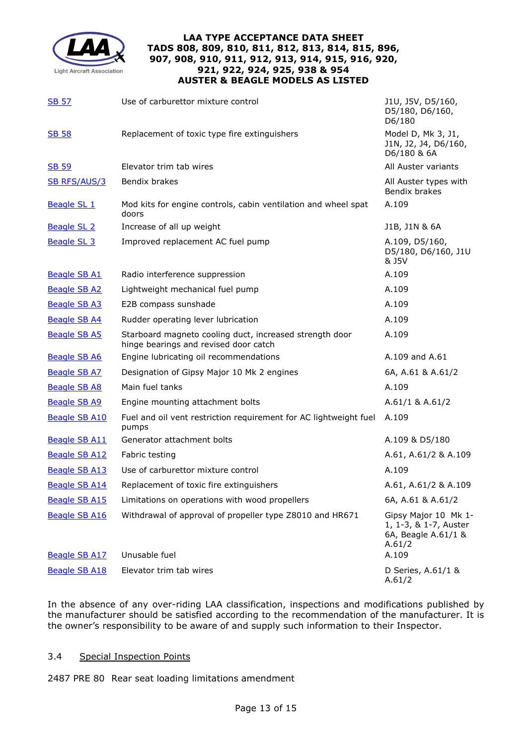| | | |
|---|---|---|
| SB 57 | Use of carburettor mixture control | J1U, J5V, D5/160, D5/180, D6/160, D6/180 |
| SB 58 | Replacement of toxic type fire extinguishers | Model D, Mk 3, J1, J1N, J2, J4, D6/160, D6/180 & 6A |
| SB 59 | Elevator trim tab wires | All Auster variants |
| SB RFS/AUS/3 | Bendix brakes | All Auster types with Bendix brakes |
| Beagle SL 1 | Mod kits for engine controls, cabin ventilation and wheel spat doors | A.109 |
| Beagle SL 2 | Increase of all up weight | J1B, J1N & 6A |
| Beagle SL 3 | Improved replacement AC fuel pump | A.109, D5/160, D5/180, D6/160, J1U & J5V |
| Beagle SB A1 | Radio interference suppression | A.109 |
| Beagle SB A2 | Lightweight mechanical fuel pump | A.109 |
| Beagle SB A3 | E2B compass sunshade | A.109 |
| Beagle SB A4 | Rudder operating lever lubrication | A.109 |
| Beagle SB A5 | Starboard magneto cooling duct, increased strength door hinge bearings and revised door catch | A.109 |
| Beagle SB A6 | Engine lubricating oil recommendations | A.109 and A.61 |
| Beagle SB A7 | Designation of Gipsy Major 10 Mk 2 engines | 6A, A.61 & A.61/2 |
| Beagle SB A8 | Main fuel tanks | A.109 |
| Beagle SB A9 | Engine mounting attachment bolts | A.61/1 & A.61/2 |
| Beagle SB A10 | Fuel and oil vent restriction requirement for AC lightweight fuel pumps | A.109 |
| Beagle SB A11 | Generator attachment bolts | A.109 & D5/180 |
| Beagle SB A12 | Fabric testing | A.61, A.61/2 & A.109 |
| Beagle SB A13 | Use of carburettor mixture control | A.109 |
| Beagle SB A14 | Replacement of toxic fire extinguishers | A.61, A.61/2 & A.109 |
| Beagle SB A15 | Limitations on operations with wood propellers | 6A, A.61 & A.61/2 |
| Beagle SB A16 | Withdrawal of approval of propeller type Z8010 and HR671 | Gipsy Major 10 Mk 1-1, 1-3, & 1-7, Auster 6A, Beagle A.61/1 & A.61/2 |
| Beagle SB A17 | Unusable fuel | A.109 |
| Beagle SB A18 | Elevator trim tab wires | D Series, A.61/1 & A.61/2 |

In the absence of any over-riding LAA classification, inspections and modifications published by the manufacturer should be satisfied according to the recommendation of the manufacturer. It is the owner's responsibility to be aware of and supply such information to their Inspector.

### 3.4 Special Inspection Points

2487 PRE 80 Rear seat loading limitations amendment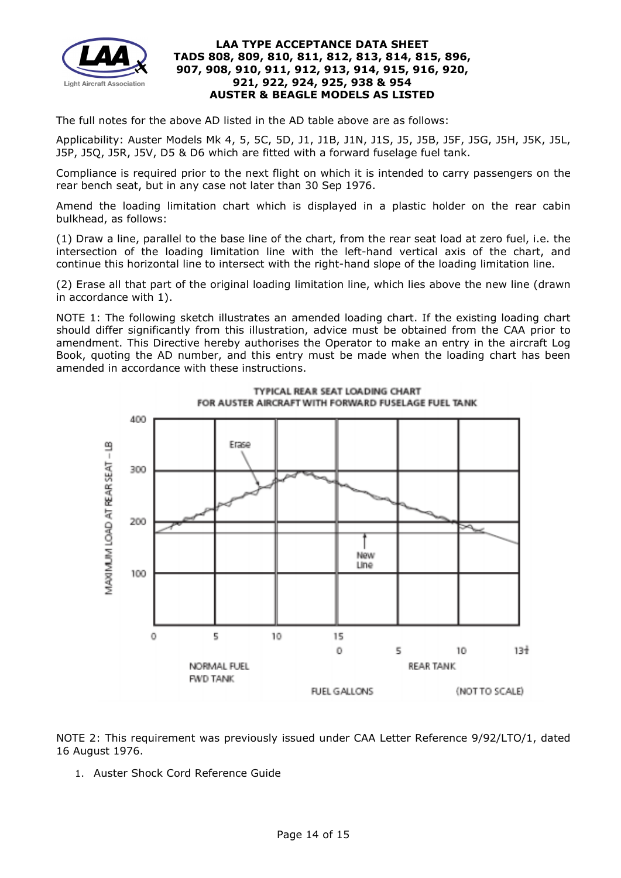The full notes for the above AD listed in the AD table above are as follows:

Applicability: Auster Models Mk 4, 5, 5C, 5D, J1, J1B, J1N, J1S, J5, J5B, J5F, J5G, J5H, J5K, J5L, J5P, J5Q, J5R, J5V, D5 & D6 which are fitted with a forward fuselage fuel tank.

Compliance is required prior to the next flight on which it is intended to carry passengers on the rear bench seat, but in any case not later than 30 Sep 1976.

Amend the loading limitation chart which is displayed in a plastic holder on the rear cabin bulkhead, as follows:

(1) Draw a line, parallel to the base line of the chart, from the rear seat load at zero fuel, i.e. the intersection of the loading limitation line with the left-hand vertical axis of the chart, and continue this horizontal line to intersect with the right-hand slope of the loading limitation line.

(2) Erase all that part of the original loading limitation line, which lies above the new line (drawn in accordance with 1).

NOTE 1: The following sketch illustrates an amended loading chart. If the existing loading chart should differ significantly from this illustration, advice must be obtained from the CAA prior to amendment. This Directive hereby authorises the Operator to make an entry in the aircraft Log Book, quoting the AD number, and this entry must be made when the loading chart has been amended in accordance with these instructions.

TYPICAL REAR SEAT LOADING CHART
FOR AUSTER AIRCRAFT WITH FORWARD FUSELAGE FUEL TANK

NOTE 2: This requirement was previously issued under CAA Letter Reference 9/92/LTO/1, dated 16 August 1976.

1. Auster Shock Cord Reference Guide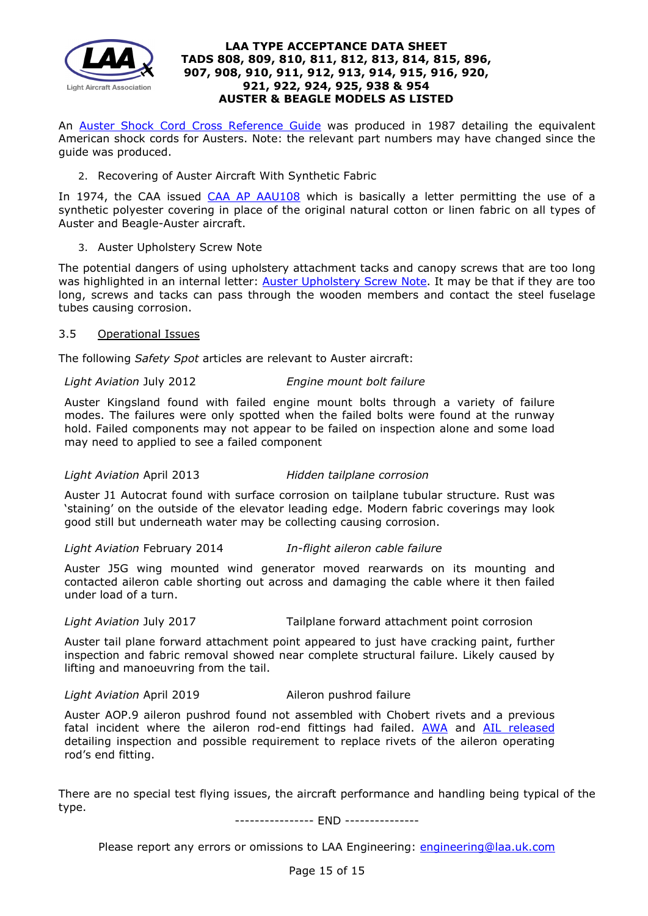An Auster Shock Cord Cross Reference Guide was produced in 1987 detailing the equivalent American shock cords for Austers. Note: the relevant part numbers may have changed since the guide was produced.

2. Recovering of Auster Aircraft With Synthetic Fabric

In 1974, the CAA issued CAA AP AAU108 which is basically a letter permitting the use of a synthetic polyester covering in place of the original natural cotton or linen fabric on all types of Auster and Beagle-Auster aircraft.

3. Auster Upholstery Screw Note

The potential dangers of using upholstery attachment tacks and canopy screws that are too long was highlighted in an internal letter: Auster Upholstery Screw Note. It may be that if they are too long, screws and tacks can pass through the wooden members and contact the steel fuselage tubes causing corrosion.

### 3.5 Operational Issues

The following *Safety Spot* articles are relevant to Auster aircraft:

*Light Aviation* July 2012 — *Engine mount bolt failure*

Auster Kingsland found with failed engine mount bolts through a variety of failure modes. The failures were only spotted when the failed bolts were found at the runway hold. Failed components may not appear to be failed on inspection alone and some load may need to applied to see a failed component

*Light Aviation* April 2013 — *Hidden tailplane corrosion*

Auster J1 Autocrat found with surface corrosion on tailplane tubular structure. Rust was 'staining' on the outside of the elevator leading edge. Modern fabric coverings may look good still but underneath water may be collecting causing corrosion.

*Light Aviation* February 2014 — *In-flight aileron cable failure*

Auster J5G wing mounted wind generator moved rearwards on its mounting and contacted aileron cable shorting out across and damaging the cable where it then failed under load of a turn.

*Light Aviation* July 2017 — Tailplane forward attachment point corrosion

Auster tail plane forward attachment point appeared to just have cracking paint, further inspection and fabric removal showed near complete structural failure. Likely caused by lifting and manoeuvring from the tail.

*Light Aviation* April 2019 — Aileron pushrod failure

Auster AOP.9 aileron pushrod found not assembled with Chobert rivets and a previous fatal incident where the aileron rod-end fittings had failed. AWA and AIL released detailing inspection and possible requirement to replace rivets of the aileron operating rod's end fitting.

There are no special test flying issues, the aircraft performance and handling being typical of the type.

---------------- END ---------------

Please report any errors or omissions to LAA Engineering: engineering@laa.uk.com